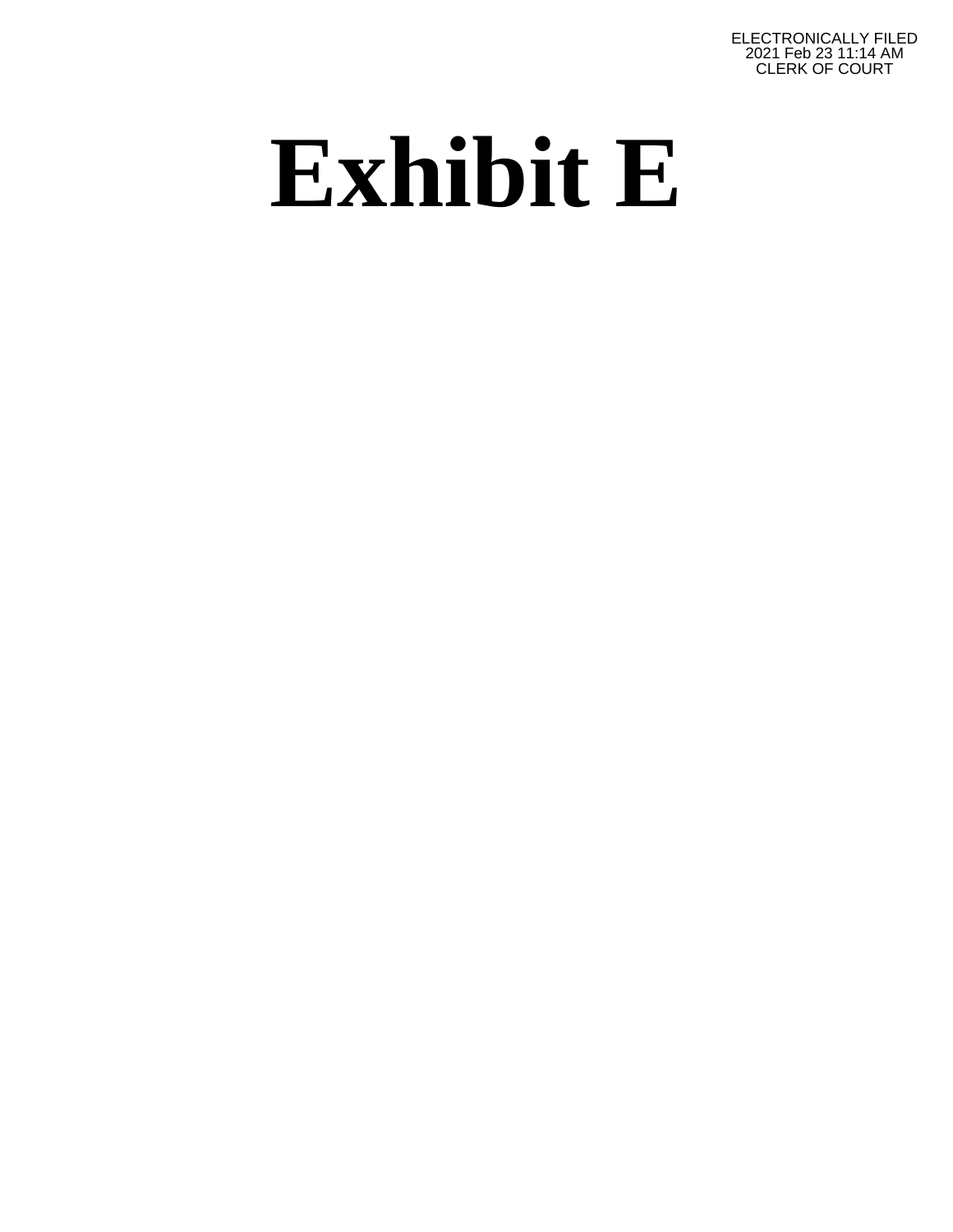ELECTRONICALLY FILED
2021 Feb 23 11:14 AM
CLERK OF COURT

# Exhibit E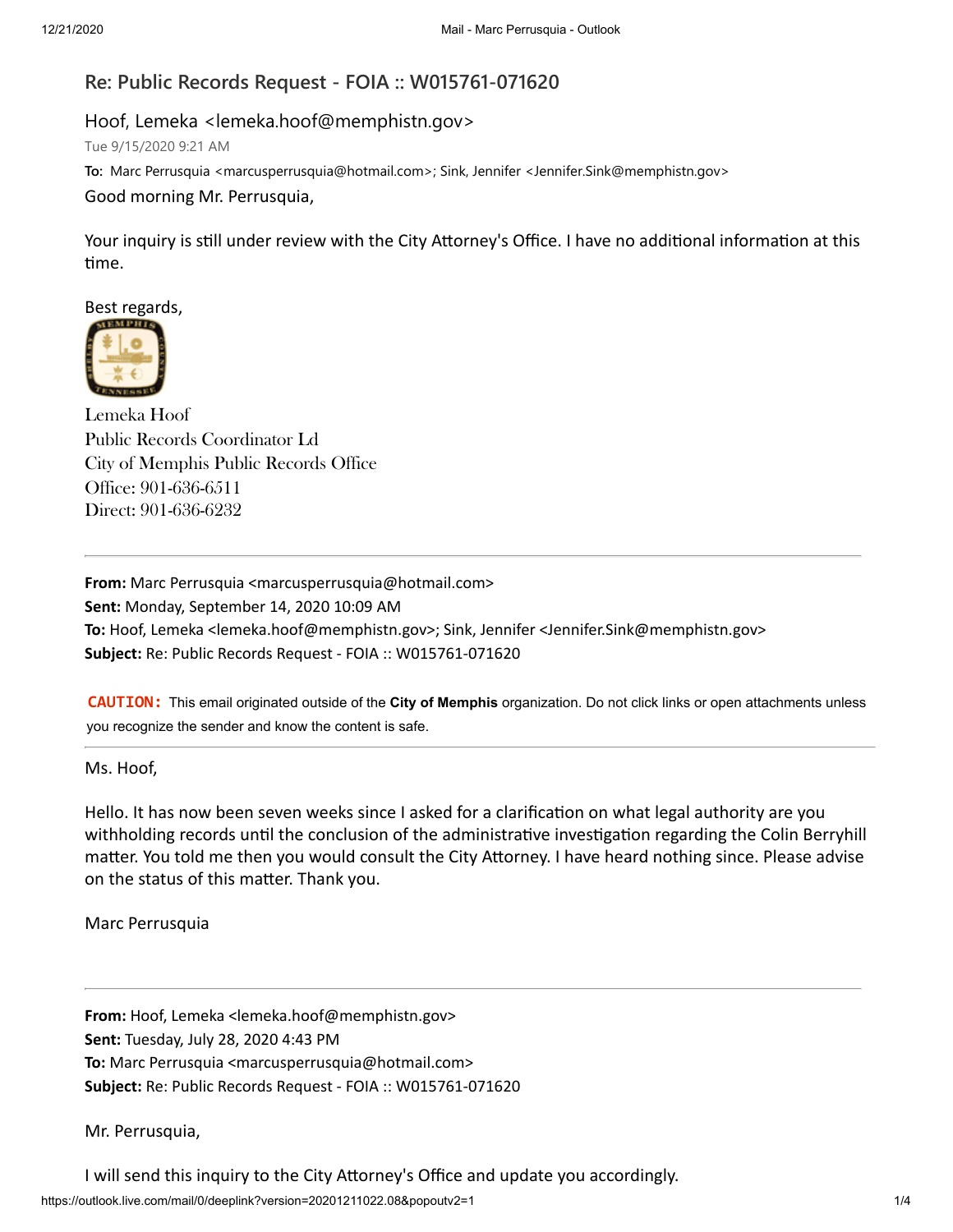## Re: Public Records Request - FOIA :: W015761-071620

Hoof, Lemeka <lemeka.hoof@memphistn.gov>

Tue 9/15/2020 9:21 AM

**To:** Marc Perrusquia <marcusperrusquia@hotmail.com>; Sink, Jennifer <Jennifer.Sink@memphistn.gov>

Good morning Mr. Perrusquia,

Your inquiry is still under review with the City Attorney's Office. I have no additional information at this time.

Best regards,

Lemeka Hoof
Public Records Coordinator Ld
City of Memphis Public Records Office
Office: 901-636-6511
Direct: 901-636-6232

---

**From:** Marc Perrusquia <marcusperrusquia@hotmail.com>
**Sent:** Monday, September 14, 2020 10:09 AM
**To:** Hoof, Lemeka <lemeka.hoof@memphistn.gov>; Sink, Jennifer <Jennifer.Sink@memphistn.gov>
**Subject:** Re: Public Records Request - FOIA :: W015761-071620

**CAUTION:** This email originated outside of the **City of Memphis** organization. Do not click links or open attachments unless you recognize the sender and know the content is safe.

---

Ms. Hoof,

Hello. It has now been seven weeks since I asked for a clarification on what legal authority are you withholding records until the conclusion of the administrative investigation regarding the Colin Berryhill matter. You told me then you would consult the City Attorney. I have heard nothing since. Please advise on the status of this matter. Thank you.

Marc Perrusquia

---

**From:** Hoof, Lemeka <lemeka.hoof@memphistn.gov>
**Sent:** Tuesday, July 28, 2020 4:43 PM
**To:** Marc Perrusquia <marcusperrusquia@hotmail.com>
**Subject:** Re: Public Records Request - FOIA :: W015761-071620

Mr. Perrusquia,

I will send this inquiry to the City Attorney's Office and update you accordingly.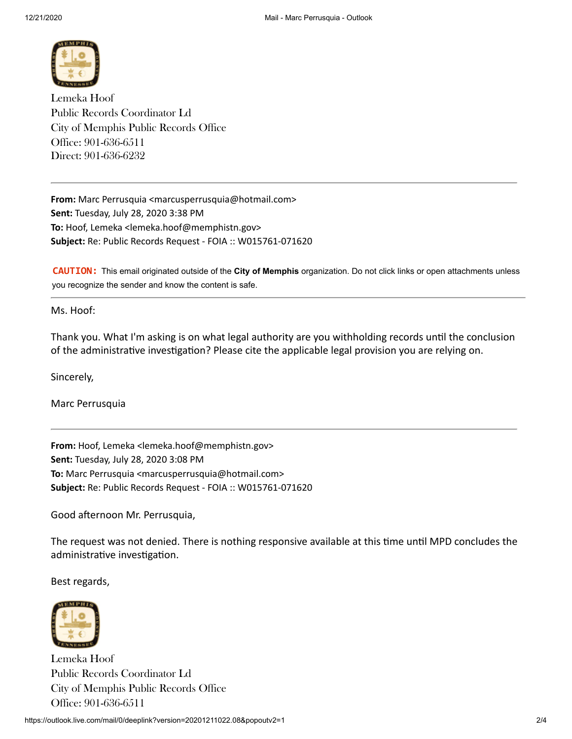Lemeka Hoof
Public Records Coordinator Ld
City of Memphis Public Records Office
Office: 901-636-6511
Direct: 901-636-6232

---

**From:** Marc Perrusquia <marcusperrusquia@hotmail.com>
**Sent:** Tuesday, July 28, 2020 3:38 PM
**To:** Hoof, Lemeka <lemeka.hoof@memphistn.gov>
**Subject:** Re: Public Records Request - FOIA :: W015761-071620

**CAUTION:** This email originated outside of the **City of Memphis** organization. Do not click links or open attachments unless you recognize the sender and know the content is safe.

---

Ms. Hoof:

Thank you. What I'm asking is on what legal authority are you withholding records until the conclusion of the administrative investigation? Please cite the applicable legal provision you are relying on.

Sincerely,

Marc Perrusquia

---

**From:** Hoof, Lemeka <lemeka.hoof@memphistn.gov>
**Sent:** Tuesday, July 28, 2020 3:08 PM
**To:** Marc Perrusquia <marcusperrusquia@hotmail.com>
**Subject:** Re: Public Records Request - FOIA :: W015761-071620

Good afternoon Mr. Perrusquia,

The request was not denied. There is nothing responsive available at this time until MPD concludes the administrative investigation.

Best regards,

Lemeka Hoof
Public Records Coordinator Ld
City of Memphis Public Records Office
Office: 901-636-6511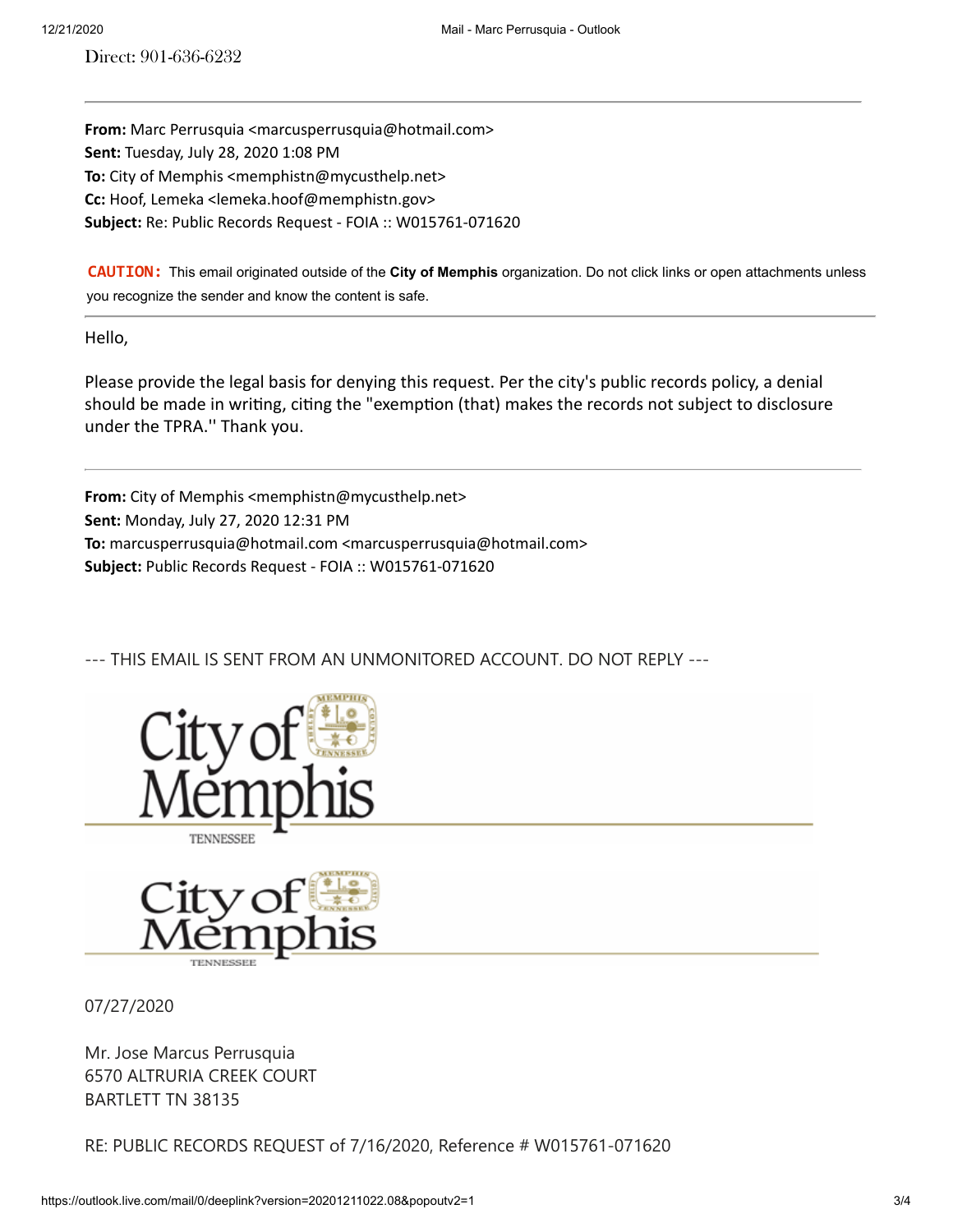Direct: 901-636-6232

---

**From:** Marc Perrusquia <marcusperrusquia@hotmail.com>
**Sent:** Tuesday, July 28, 2020 1:08 PM
**To:** City of Memphis <memphistn@mycusthelp.net>
**Cc:** Hoof, Lemeka <lemeka.hoof@memphistn.gov>
**Subject:** Re: Public Records Request - FOIA :: W015761-071620

**CAUTION:** This email originated outside of the **City of Memphis** organization. Do not click links or open attachments unless you recognize the sender and know the content is safe.

---

Hello,

Please provide the legal basis for denying this request. Per the city's public records policy, a denial should be made in writing, citing the "exemption (that) makes the records not subject to disclosure under the TPRA.'' Thank you.

---

**From:** City of Memphis <memphistn@mycusthelp.net>
**Sent:** Monday, July 27, 2020 12:31 PM
**To:** marcusperrusquia@hotmail.com <marcusperrusquia@hotmail.com>
**Subject:** Public Records Request - FOIA :: W015761-071620

--- THIS EMAIL IS SENT FROM AN UNMONITORED ACCOUNT. DO NOT REPLY ---

City of Memphis
TENNESSEE

City of Memphis
TENNESSEE

07/27/2020

Mr. Jose Marcus Perrusquia
6570 ALTRURIA CREEK COURT
BARTLETT TN 38135

RE: PUBLIC RECORDS REQUEST of 7/16/2020, Reference # W015761-071620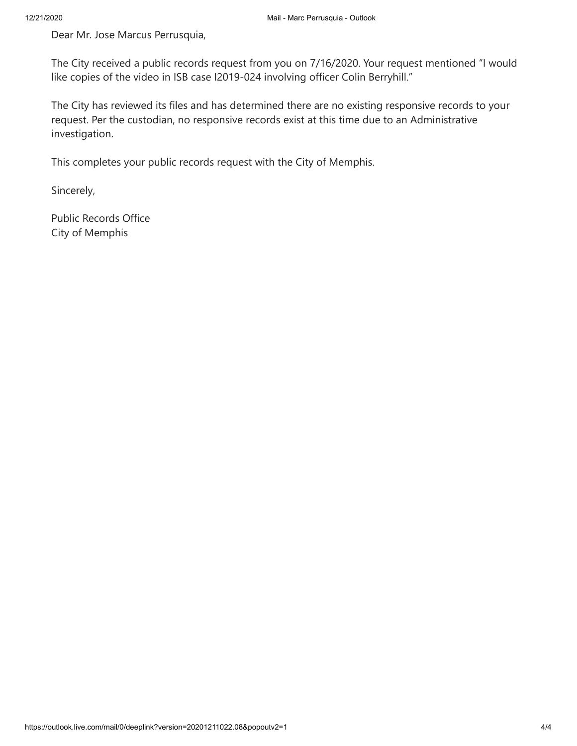Dear Mr. Jose Marcus Perrusquia,

The City received a public records request from you on 7/16/2020. Your request mentioned "I would like copies of the video in ISB case I2019-024 involving officer Colin Berryhill."

The City has reviewed its files and has determined there are no existing responsive records to your request. Per the custodian, no responsive records exist at this time due to an Administrative investigation.

This completes your public records request with the City of Memphis.

Sincerely,

Public Records Office
City of Memphis